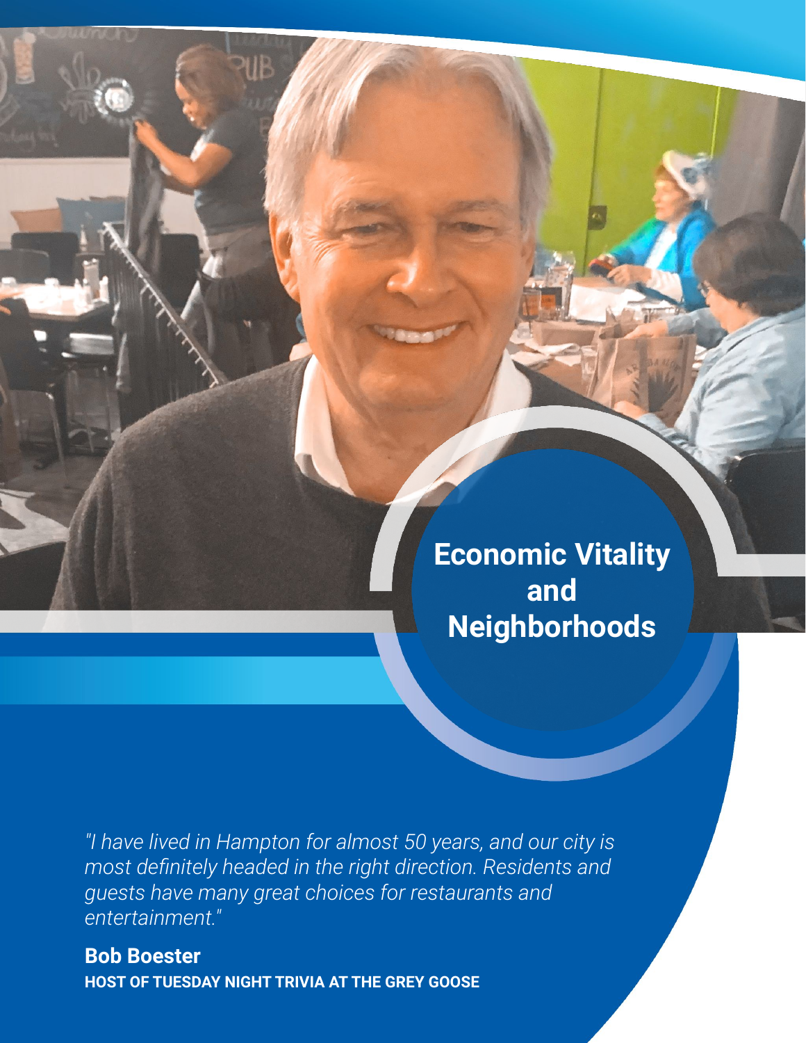# Economic Vitality and Neighborhoods

*"I have lived in Hampton for almost 50 years, and our city is most definitely headed in the right direction. Residents and guests have many great choices for restaurants and entertainment."*

**Bob Boester**
**HOST OF TUESDAY NIGHT TRIVIA AT THE GREY GOOSE**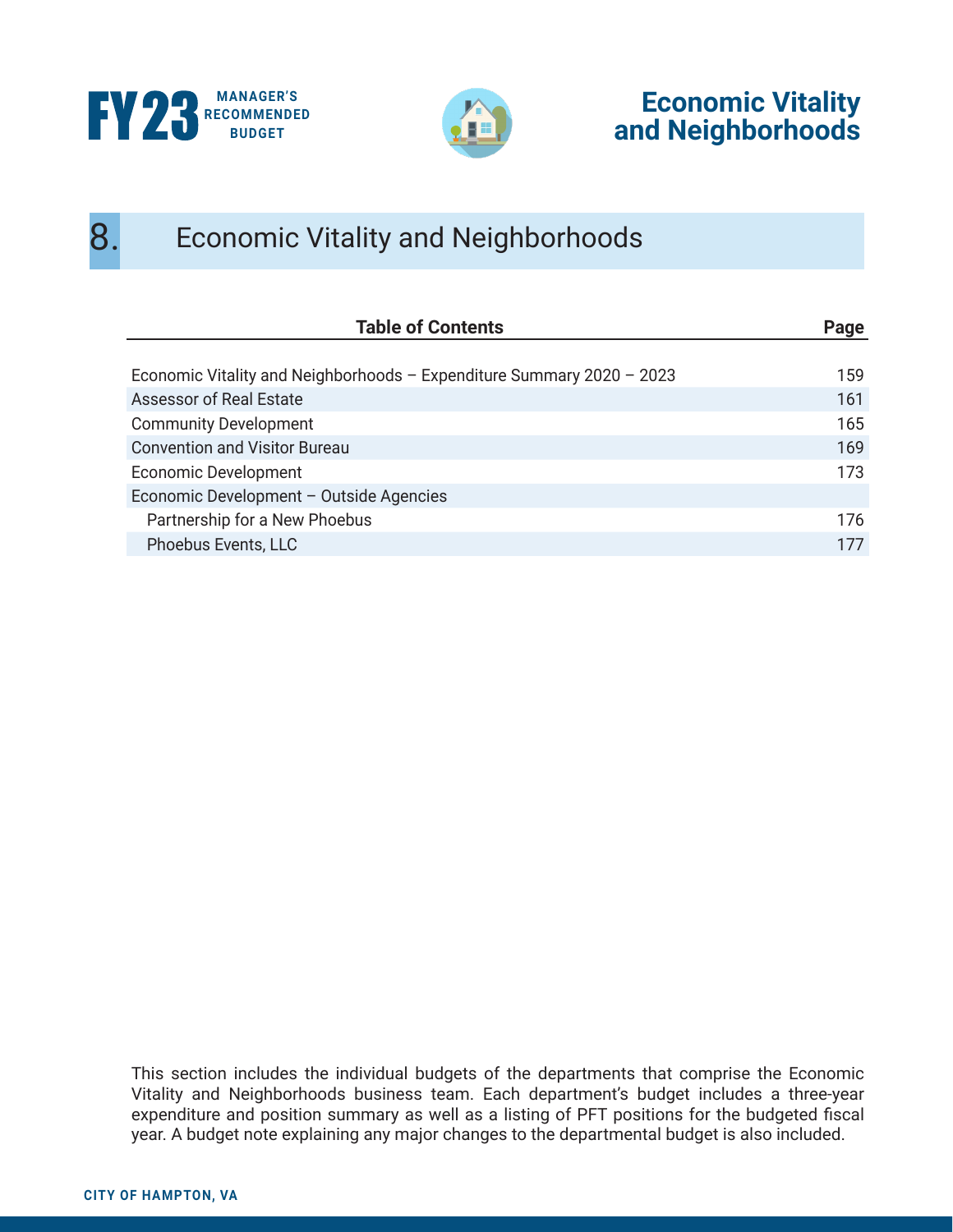# 8. Economic Vitality and Neighborhoods

| Table of Contents | Page |
| --- | --- |
| Economic Vitality and Neighborhoods – Expenditure Summary 2020 – 2023 | 159 |
| Assessor of Real Estate | 161 |
| Community Development | 165 |
| Convention and Visitor Bureau | 169 |
| Economic Development | 173 |
| Economic Development – Outside Agencies | |
| Partnership for a New Phoebus | 176 |
| Phoebus Events, LLC | 177 |

This section includes the individual budgets of the departments that comprise the Economic Vitality and Neighborhoods business team. Each department's budget includes a three-year expenditure and position summary as well as a listing of PFT positions for the budgeted fiscal year. A budget note explaining any major changes to the departmental budget is also included.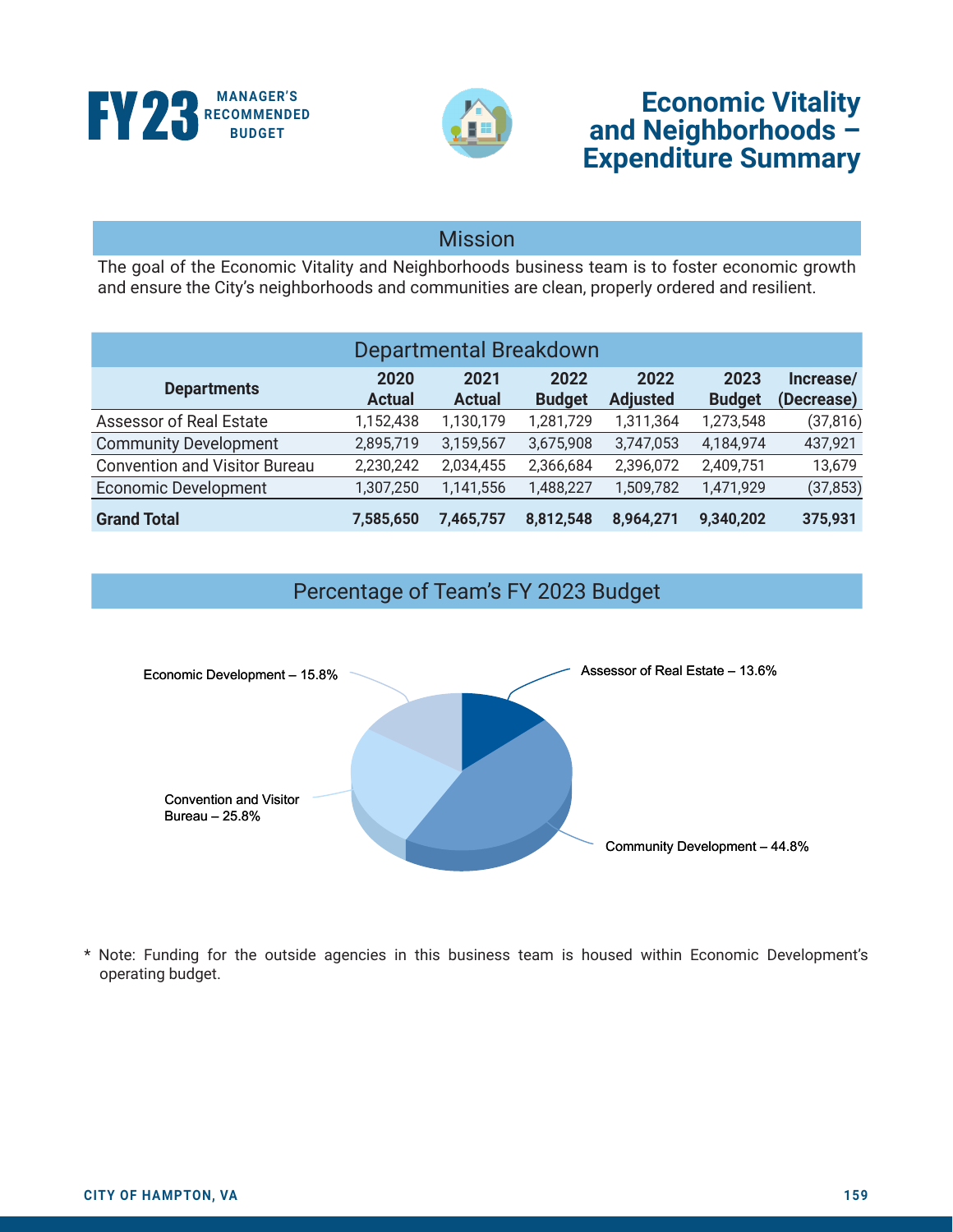# Economic Vitality and Neighborhoods – Expenditure Summary

## Mission

The goal of the Economic Vitality and Neighborhoods business team is to foster economic growth and ensure the City's neighborhoods and communities are clean, properly ordered and resilient.

## Departmental Breakdown

| Departments | 2020 Actual | 2021 Actual | 2022 Budget | 2022 Adjusted | 2023 Budget | Increase/ (Decrease) |
|---|---|---|---|---|---|---|
| Assessor of Real Estate | 1,152,438 | 1,130,179 | 1,281,729 | 1,311,364 | 1,273,548 | (37,816) |
| Community Development | 2,895,719 | 3,159,567 | 3,675,908 | 3,747,053 | 4,184,974 | 437,921 |
| Convention and Visitor Bureau | 2,230,242 | 2,034,455 | 2,366,684 | 2,396,072 | 2,409,751 | 13,679 |
| Economic Development | 1,307,250 | 1,141,556 | 1,488,227 | 1,509,782 | 1,471,929 | (37,853) |
| **Grand Total** | **7,585,650** | **7,465,757** | **8,812,548** | **8,964,271** | **9,340,202** | **375,931** |

## Percentage of Team's FY 2023 Budget

Economic Development – 15.8%

Assessor of Real Estate – 13.6%

Convention and Visitor Bureau – 25.8%

Community Development – 44.8%

* Note: Funding for the outside agencies in this business team is housed within Economic Development's operating budget.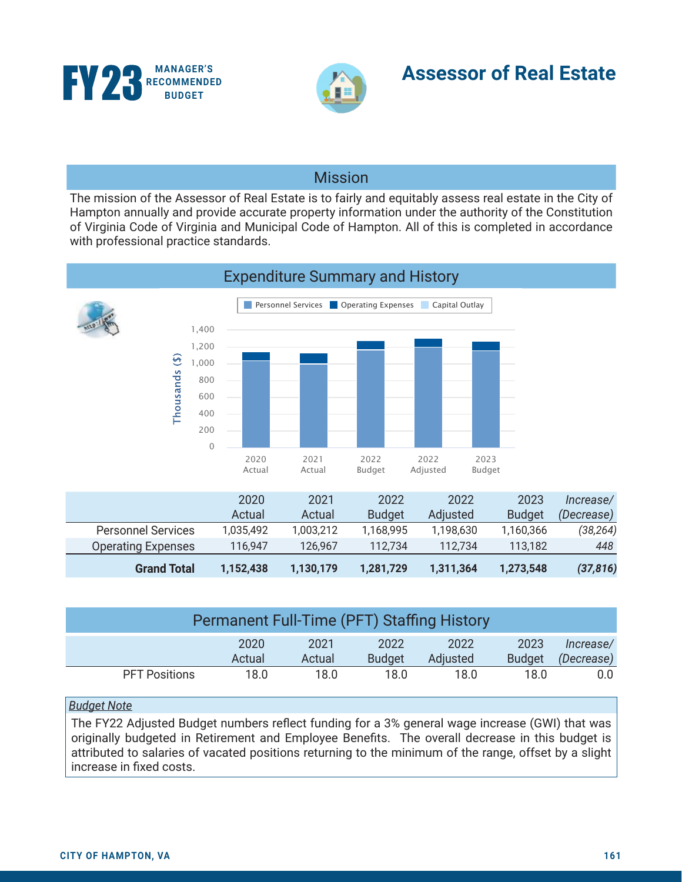# Assessor of Real Estate

## Mission

The mission of the Assessor of Real Estate is to fairly and equitably assess real estate in the City of Hampton annually and provide accurate property information under the authority of the Constitution of Virginia Code of Virginia and Municipal Code of Hampton. All of this is completed in accordance with professional practice standards.

## Expenditure Summary and History

| | 2020 Actual | 2021 Actual | 2022 Budget | 2022 Adjusted | 2023 Budget | *Increase/ (Decrease)* |
|---|---|---|---|---|---|---|
| Personnel Services | 1,035,492 | 1,003,212 | 1,168,995 | 1,198,630 | 1,160,366 | *(38,264)* |
| Operating Expenses | 116,947 | 126,967 | 112,734 | 112,734 | 113,182 | *448* |
| **Grand Total** | **1,152,438** | **1,130,179** | **1,281,729** | **1,311,364** | **1,273,548** | ***(37,816)*** |

## Permanent Full-Time (PFT) Staffing History

| | 2020 Actual | 2021 Actual | 2022 Budget | 2022 Adjusted | 2023 Budget | *Increase/ (Decrease)* |
|---|---|---|---|---|---|---|
| PFT Positions | 18.0 | 18.0 | 18.0 | 18.0 | 18.0 | 0.0 |

*Budget Note*

The FY22 Adjusted Budget numbers reflect funding for a 3% general wage increase (GWI) that was originally budgeted in Retirement and Employee Benefits. The overall decrease in this budget is attributed to salaries of vacated positions returning to the minimum of the range, offset by a slight increase in fixed costs.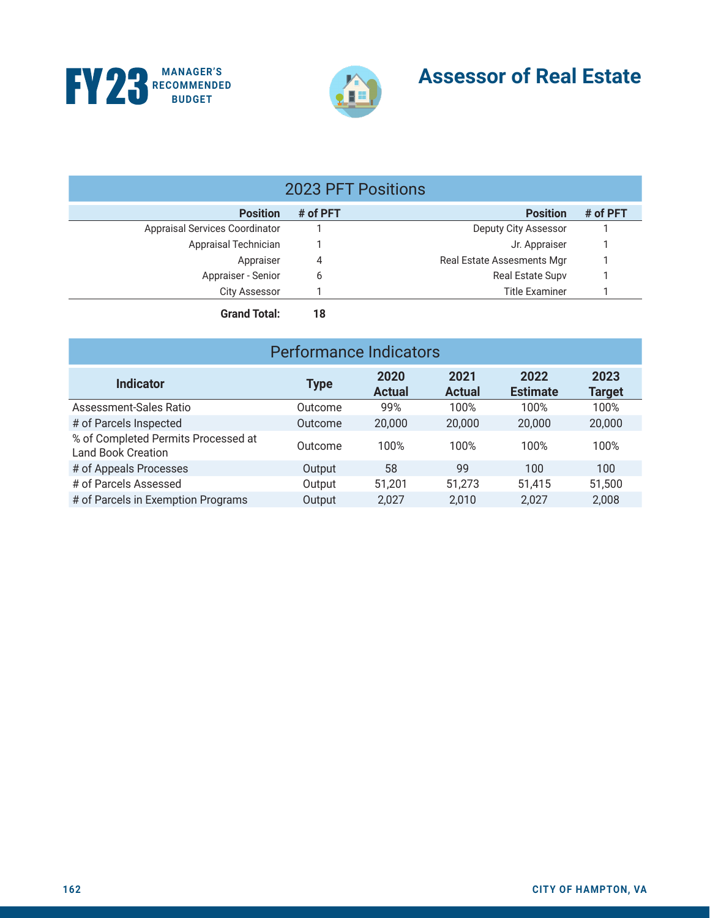# Assessor of Real Estate

## 2023 PFT Positions

| Position | # of PFT | Position | # of PFT |
|---|---|---|---|
| Appraisal Services Coordinator | 1 | Deputy City Assessor | 1 |
| Appraisal Technician | 1 | Jr. Appraiser | 1 |
| Appraiser | 4 | Real Estate Assesments Mgr | 1 |
| Appraiser - Senior | 6 | Real Estate Supv | 1 |
| City Assessor | 1 | Title Examiner | 1 |
| **Grand Total:** | **18** | | |

## Performance Indicators

| Indicator | Type | 2020 Actual | 2021 Actual | 2022 Estimate | 2023 Target |
|---|---|---|---|---|---|
| Assessment-Sales Ratio | Outcome | 99% | 100% | 100% | 100% |
| # of Parcels Inspected | Outcome | 20,000 | 20,000 | 20,000 | 20,000 |
| % of Completed Permits Processed at Land Book Creation | Outcome | 100% | 100% | 100% | 100% |
| # of Appeals Processes | Output | 58 | 99 | 100 | 100 |
| # of Parcels Assessed | Output | 51,201 | 51,273 | 51,415 | 51,500 |
| # of Parcels in Exemption Programs | Output | 2,027 | 2,010 | 2,027 | 2,008 |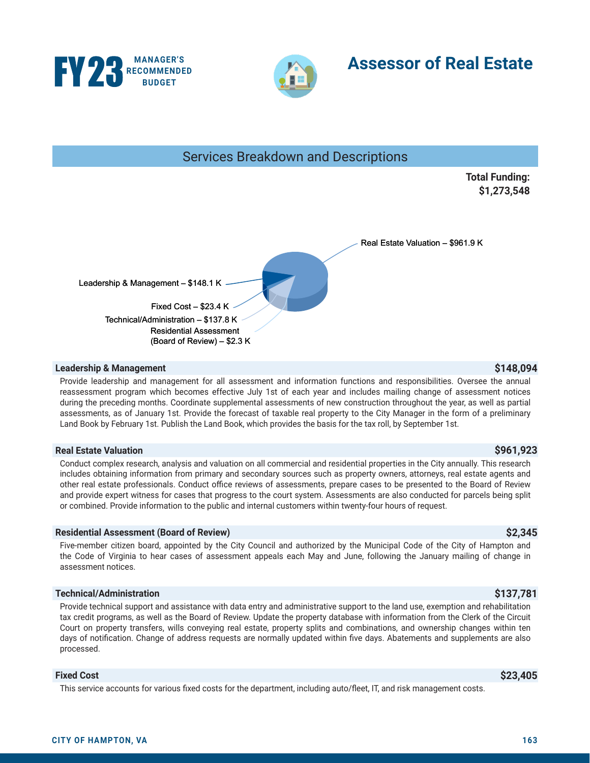# FY23 MANAGER'S RECOMMENDED BUDGET

# Assessor of Real Estate

## Services Breakdown and Descriptions

**Total Funding: $1,273,548**

Real Estate Valuation – $961.9 K

Leadership & Management – $148.1 K

Fixed Cost – $23.4 K

Technical/Administration – $137.8 K

Residential Assessment (Board of Review) – $2.3 K

### Leadership & Management — $148,094

Provide leadership and management for all assessment and information functions and responsibilities. Oversee the annual reassessment program which becomes effective July 1st of each year and includes mailing change of assessment notices during the preceding months. Coordinate supplemental assessments of new construction throughout the year, as well as partial assessments, as of January 1st. Provide the forecast of taxable real property to the City Manager in the form of a preliminary Land Book by February 1st. Publish the Land Book, which provides the basis for the tax roll, by September 1st.

### Real Estate Valuation — $961,923

Conduct complex research, analysis and valuation on all commercial and residential properties in the City annually. This research includes obtaining information from primary and secondary sources such as property owners, attorneys, real estate agents and other real estate professionals. Conduct office reviews of assessments, prepare cases to be presented to the Board of Review and provide expert witness for cases that progress to the court system. Assessments are also conducted for parcels being split or combined. Provide information to the public and internal customers within twenty-four hours of request.

### Residential Assessment (Board of Review) — $2,345

Five-member citizen board, appointed by the City Council and authorized by the Municipal Code of the City of Hampton and the Code of Virginia to hear cases of assessment appeals each May and June, following the January mailing of change in assessment notices.

### Technical/Administration — $137,781

Provide technical support and assistance with data entry and administrative support to the land use, exemption and rehabilitation tax credit programs, as well as the Board of Review. Update the property database with information from the Clerk of the Circuit Court on property transfers, wills conveying real estate, property splits and combinations, and ownership changes within ten days of notification. Change of address requests are normally updated within five days. Abatements and supplements are also processed.

### Fixed Cost — $23,405

This service accounts for various fixed costs for the department, including auto/fleet, IT, and risk management costs.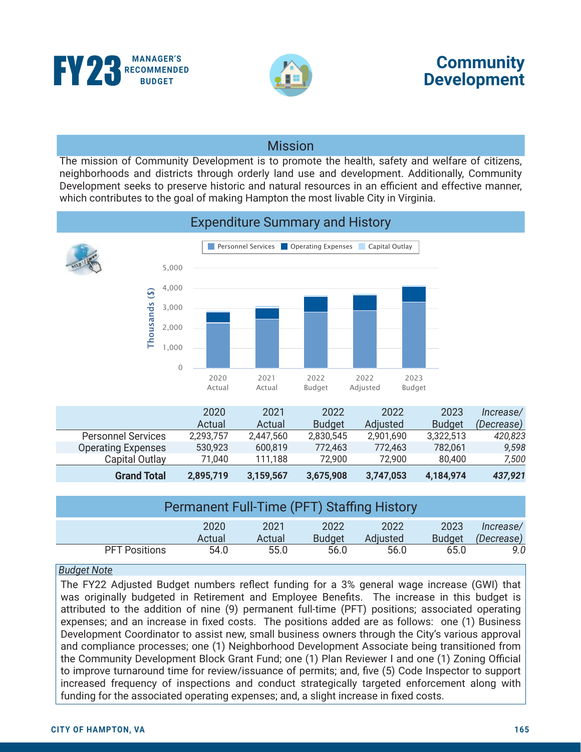# FY23 MANAGER'S RECOMMENDED BUDGET

# Community Development

## Mission

The mission of Community Development is to promote the health, safety and welfare of citizens, neighborhoods and districts through orderly land use and development. Additionally, Community Development seeks to preserve historic and natural resources in an efficient and effective manner, which contributes to the goal of making Hampton the most livable City in Virginia.

## Expenditure Summary and History

| | 2020 Actual | 2021 Actual | 2022 Budget | 2022 Adjusted | 2023 Budget | *Increase/ (Decrease)* |
|---|---|---|---|---|---|---|
| Personnel Services | 2,293,757 | 2,447,560 | 2,830,545 | 2,901,690 | 3,322,513 | *420,823* |
| Operating Expenses | 530,923 | 600,819 | 772,463 | 772,463 | 782,061 | *9,598* |
| Capital Outlay | 71,040 | 111,188 | 72,900 | 72,900 | 80,400 | *7,500* |
| **Grand Total** | **2,895,719** | **3,159,567** | **3,675,908** | **3,747,053** | **4,184,974** | ***437,921*** |

## Permanent Full-Time (PFT) Staffing History

| | 2020 Actual | 2021 Actual | 2022 Budget | 2022 Adjusted | 2023 Budget | *Increase/ (Decrease)* |
|---|---|---|---|---|---|---|
| PFT Positions | 54.0 | 55.0 | 56.0 | 56.0 | 65.0 | *9.0* |

*Budget Note*

The FY22 Adjusted Budget numbers reflect funding for a 3% general wage increase (GWI) that was originally budgeted in Retirement and Employee Benefits. The increase in this budget is attributed to the addition of nine (9) permanent full-time (PFT) positions; associated operating expenses; and an increase in fixed costs. The positions added are as follows: one (1) Business Development Coordinator to assist new, small business owners through the City's various approval and compliance processes; one (1) Neighborhood Development Associate being transitioned from the Community Development Block Grant Fund; one (1) Plan Reviewer I and one (1) Zoning Official to improve turnaround time for review/issuance of permits; and, five (5) Code Inspector to support increased frequency of inspections and conduct strategically targeted enforcement along with funding for the associated operating expenses; and, a slight increase in fixed costs.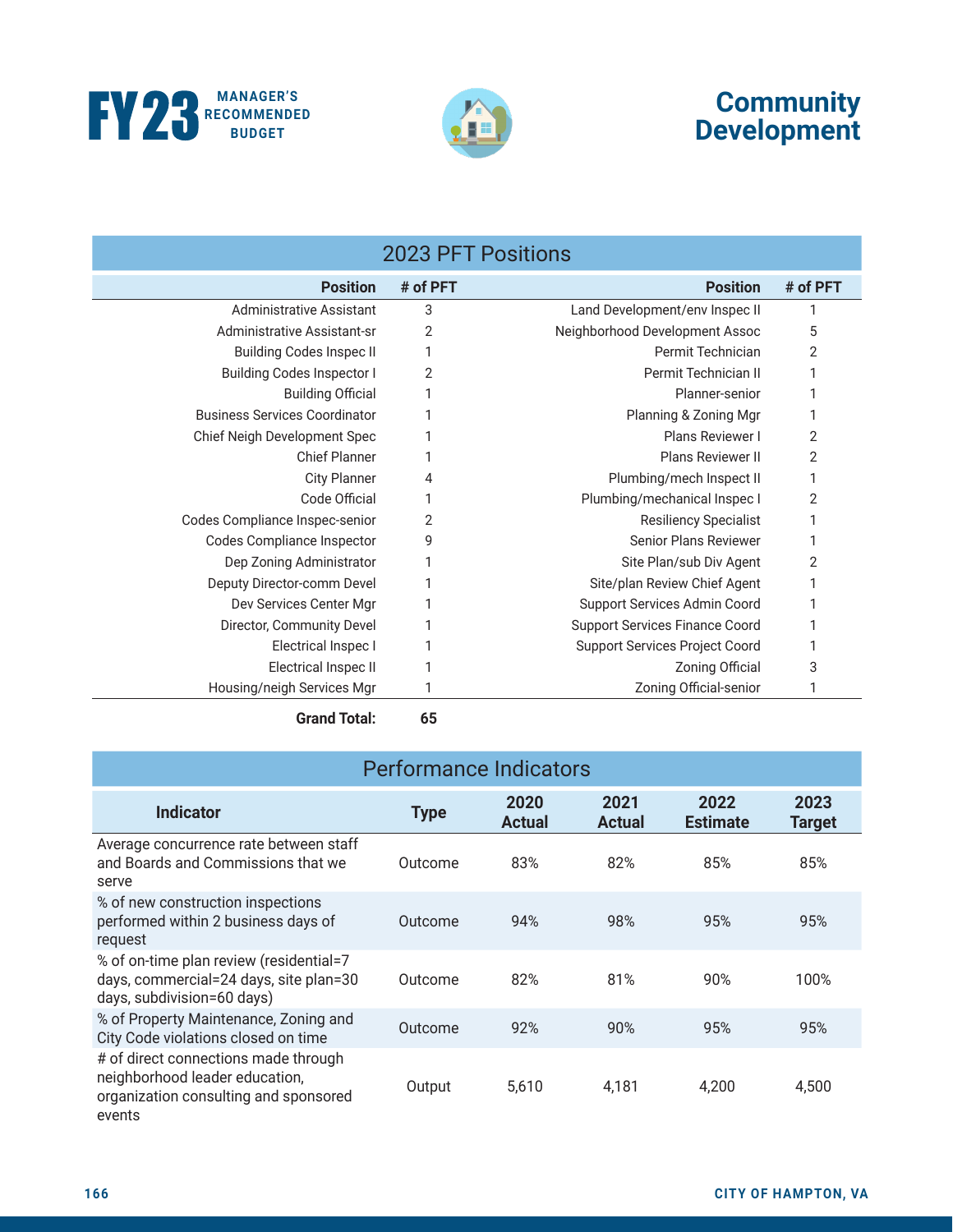# Community Development

## 2023 PFT Positions

| Position | # of PFT | Position | # of PFT |
|---|---|---|---|
| Administrative Assistant | 3 | Land Development/env Inspec II | 1 |
| Administrative Assistant-sr | 2 | Neighborhood Development Assoc | 5 |
| Building Codes Inspec II | 1 | Permit Technician | 2 |
| Building Codes Inspector I | 2 | Permit Technician II | 1 |
| Building Official | 1 | Planner-senior | 1 |
| Business Services Coordinator | 1 | Planning & Zoning Mgr | 1 |
| Chief Neigh Development Spec | 1 | Plans Reviewer I | 2 |
| Chief Planner | 1 | Plans Reviewer II | 2 |
| City Planner | 4 | Plumbing/mech Inspect II | 1 |
| Code Official | 1 | Plumbing/mechanical Inspec I | 2 |
| Codes Compliance Inspec-senior | 2 | Resiliency Specialist | 1 |
| Codes Compliance Inspector | 9 | Senior Plans Reviewer | 1 |
| Dep Zoning Administrator | 1 | Site Plan/sub Div Agent | 2 |
| Deputy Director-comm Devel | 1 | Site/plan Review Chief Agent | 1 |
| Dev Services Center Mgr | 1 | Support Services Admin Coord | 1 |
| Director, Community Devel | 1 | Support Services Finance Coord | 1 |
| Electrical Inspec I | 1 | Support Services Project Coord | 1 |
| Electrical Inspec II | 1 | Zoning Official | 3 |
| Housing/neigh Services Mgr | 1 | Zoning Official-senior | 1 |
| **Grand Total:** | **65** | | |

## Performance Indicators

| Indicator | Type | 2020 Actual | 2021 Actual | 2022 Estimate | 2023 Target |
|---|---|---|---|---|---|
| Average concurrence rate between staff and Boards and Commissions that we serve | Outcome | 83% | 82% | 85% | 85% |
| % of new construction inspections performed within 2 business days of request | Outcome | 94% | 98% | 95% | 95% |
| % of on-time plan review (residential=7 days, commercial=24 days, site plan=30 days, subdivision=60 days) | Outcome | 82% | 81% | 90% | 100% |
| % of Property Maintenance, Zoning and City Code violations closed on time | Outcome | 92% | 90% | 95% | 95% |
| # of direct connections made through neighborhood leader education, organization consulting and sponsored events | Output | 5,610 | 4,181 | 4,200 | 4,500 |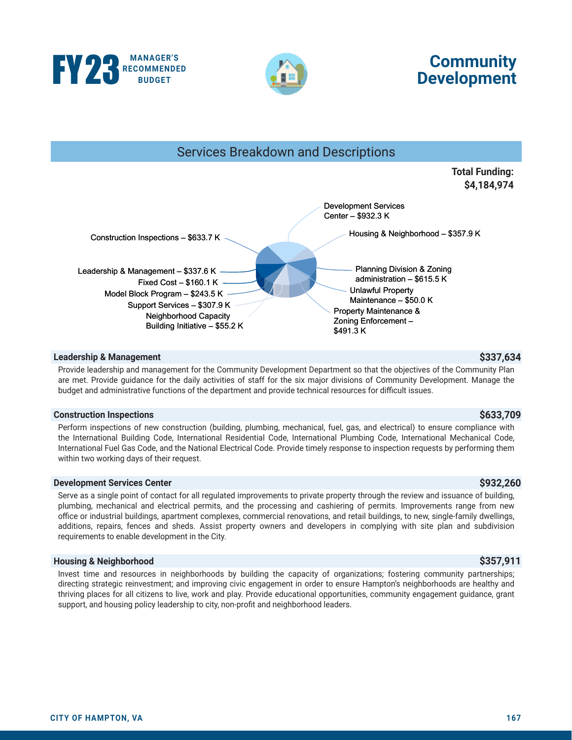# FY23 MANAGER'S RECOMMENDED BUDGET

# Community Development

## Services Breakdown and Descriptions

**Total Funding: $4,184,974**

- Development Services Center – $932.3 K
- Housing & Neighborhood – $357.9 K
- Planning Division & Zoning administration – $615.5 K
- Unlawful Property Maintenance – $50.0 K
- Property Maintenance & Zoning Enforcement – $491.3 K
- Construction Inspections – $633.7 K
- Leadership & Management – $337.6 K
- Fixed Cost – $160.1 K
- Model Block Program – $243.5 K
- Support Services – $307.9 K
- Neighborhood Capacity Building Initiative – $55.2 K

### Leadership & Management — $337,634

Provide leadership and management for the Community Development Department so that the objectives of the Community Plan are met. Provide guidance for the daily activities of staff for the six major divisions of Community Development. Manage the budget and administrative functions of the department and provide technical resources for difficult issues.

### Construction Inspections — $633,709

Perform inspections of new construction (building, plumbing, mechanical, fuel, gas, and electrical) to ensure compliance with the International Building Code, International Residential Code, International Plumbing Code, International Mechanical Code, International Fuel Gas Code, and the National Electrical Code. Provide timely response to inspection requests by performing them within two working days of their request.

### Development Services Center — $932,260

Serve as a single point of contact for all regulated improvements to private property through the review and issuance of building, plumbing, mechanical and electrical permits, and the processing and cashiering of permits. Improvements range from new office or industrial buildings, apartment complexes, commercial renovations, and retail buildings, to new, single-family dwellings, additions, repairs, fences and sheds. Assist property owners and developers in complying with site plan and subdivision requirements to enable development in the City.

### Housing & Neighborhood — $357,911

Invest time and resources in neighborhoods by building the capacity of organizations; fostering community partnerships; directing strategic reinvestment; and improving civic engagement in order to ensure Hampton's neighborhoods are healthy and thriving places for all citizens to live, work and play. Provide educational opportunities, community engagement guidance, grant support, and housing policy leadership to city, non-profit and neighborhood leaders.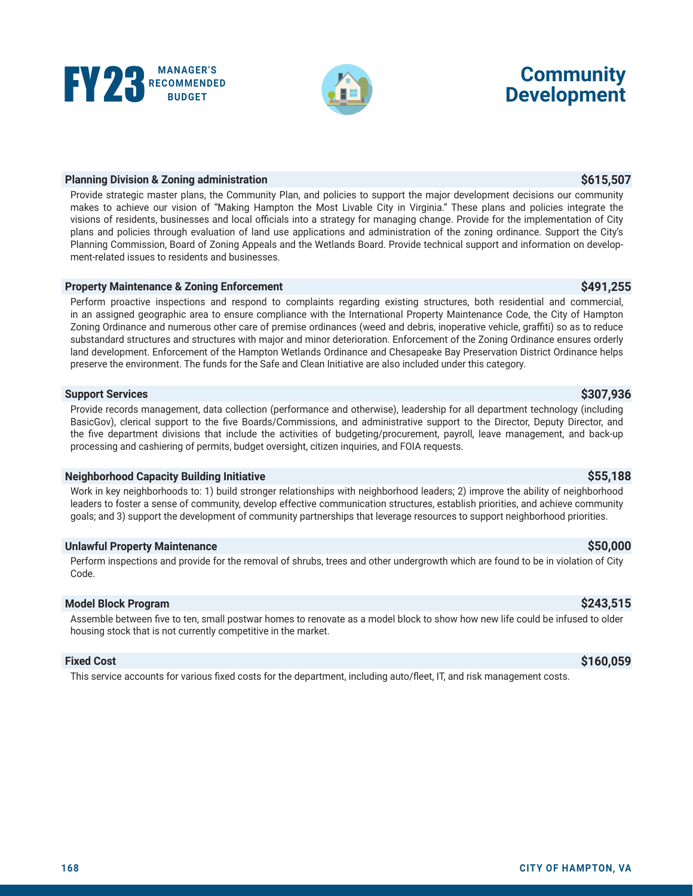# Community Development

### Planning Division & Zoning administration — $615,507

Provide strategic master plans, the Community Plan, and policies to support the major development decisions our community makes to achieve our vision of "Making Hampton the Most Livable City in Virginia." These plans and policies integrate the visions of residents, businesses and local officials into a strategy for managing change. Provide for the implementation of City plans and policies through evaluation of land use applications and administration of the zoning ordinance. Support the City's Planning Commission, Board of Zoning Appeals and the Wetlands Board. Provide technical support and information on development-related issues to residents and businesses.

### Property Maintenance & Zoning Enforcement — $491,255

Perform proactive inspections and respond to complaints regarding existing structures, both residential and commercial, in an assigned geographic area to ensure compliance with the International Property Maintenance Code, the City of Hampton Zoning Ordinance and numerous other care of premise ordinances (weed and debris, inoperative vehicle, graffiti) so as to reduce substandard structures and structures with major and minor deterioration. Enforcement of the Zoning Ordinance ensures orderly land development. Enforcement of the Hampton Wetlands Ordinance and Chesapeake Bay Preservation District Ordinance helps preserve the environment. The funds for the Safe and Clean Initiative are also included under this category.

### Support Services — $307,936

Provide records management, data collection (performance and otherwise), leadership for all department technology (including BasicGov), clerical support to the five Boards/Commissions, and administrative support to the Director, Deputy Director, and the five department divisions that include the activities of budgeting/procurement, payroll, leave management, and back-up processing and cashiering of permits, budget oversight, citizen inquiries, and FOIA requests.

### Neighborhood Capacity Building Initiative — $55,188

Work in key neighborhoods to: 1) build stronger relationships with neighborhood leaders; 2) improve the ability of neighborhood leaders to foster a sense of community, develop effective communication structures, establish priorities, and achieve community goals; and 3) support the development of community partnerships that leverage resources to support neighborhood priorities.

### Unlawful Property Maintenance — $50,000

Perform inspections and provide for the removal of shrubs, trees and other undergrowth which are found to be in violation of City Code.

### Model Block Program — $243,515

Assemble between five to ten, small postwar homes to renovate as a model block to show how new life could be infused to older housing stock that is not currently competitive in the market.

### Fixed Cost — $160,059

This service accounts for various fixed costs for the department, including auto/fleet, IT, and risk management costs.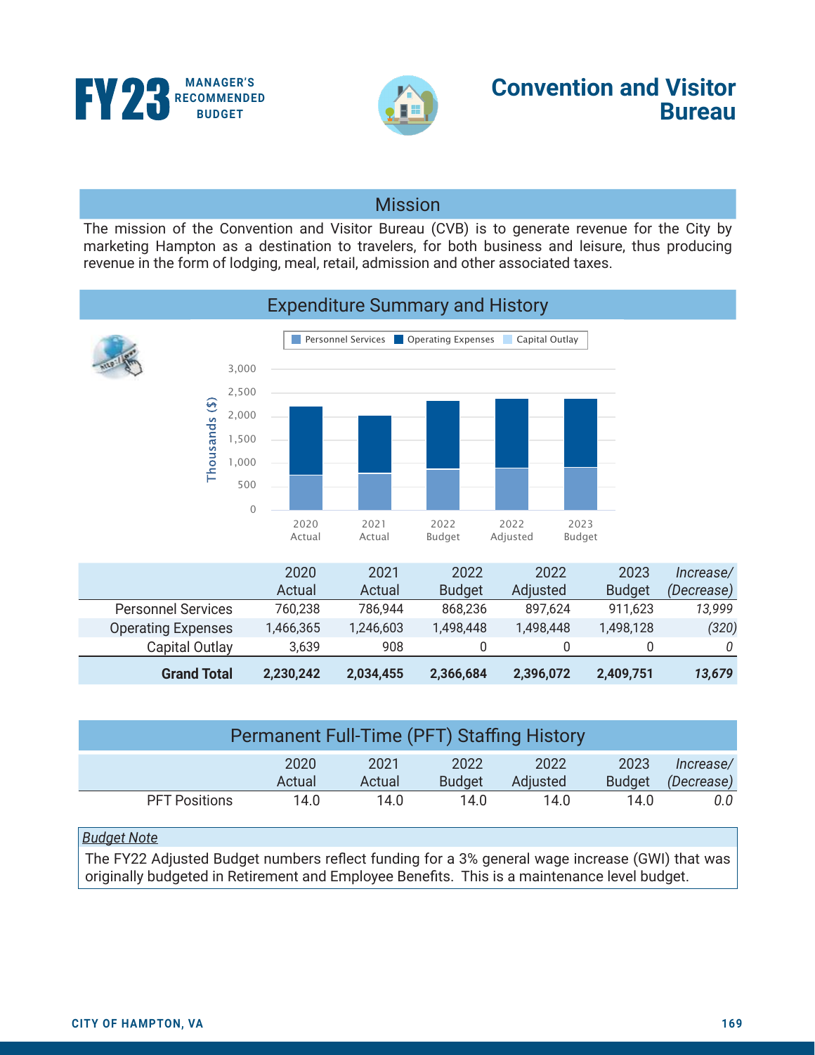# FY23 MANAGER'S RECOMMENDED BUDGET

# Convention and Visitor Bureau

## Mission

The mission of the Convention and Visitor Bureau (CVB) is to generate revenue for the City by marketing Hampton as a destination to travelers, for both business and leisure, thus producing revenue in the form of lodging, meal, retail, admission and other associated taxes.

## Expenditure Summary and History

| | 2020 Actual | 2021 Actual | 2022 Budget | 2022 Adjusted | 2023 Budget | *Increase/ (Decrease)* |
|---|---|---|---|---|---|---|
| Personnel Services | 760,238 | 786,944 | 868,236 | 897,624 | 911,623 | *13,999* |
| Operating Expenses | 1,466,365 | 1,246,603 | 1,498,448 | 1,498,448 | 1,498,128 | *(320)* |
| Capital Outlay | 3,639 | 908 | 0 | 0 | 0 | *0* |
| **Grand Total** | **2,230,242** | **2,034,455** | **2,366,684** | **2,396,072** | **2,409,751** | ***13,679*** |

## Permanent Full-Time (PFT) Staffing History

| | 2020 Actual | 2021 Actual | 2022 Budget | 2022 Adjusted | 2023 Budget | *Increase/ (Decrease)* |
|---|---|---|---|---|---|---|
| PFT Positions | 14.0 | 14.0 | 14.0 | 14.0 | 14.0 | *0.0* |

*Budget Note*

The FY22 Adjusted Budget numbers reflect funding for a 3% general wage increase (GWI) that was originally budgeted in Retirement and Employee Benefits. This is a maintenance level budget.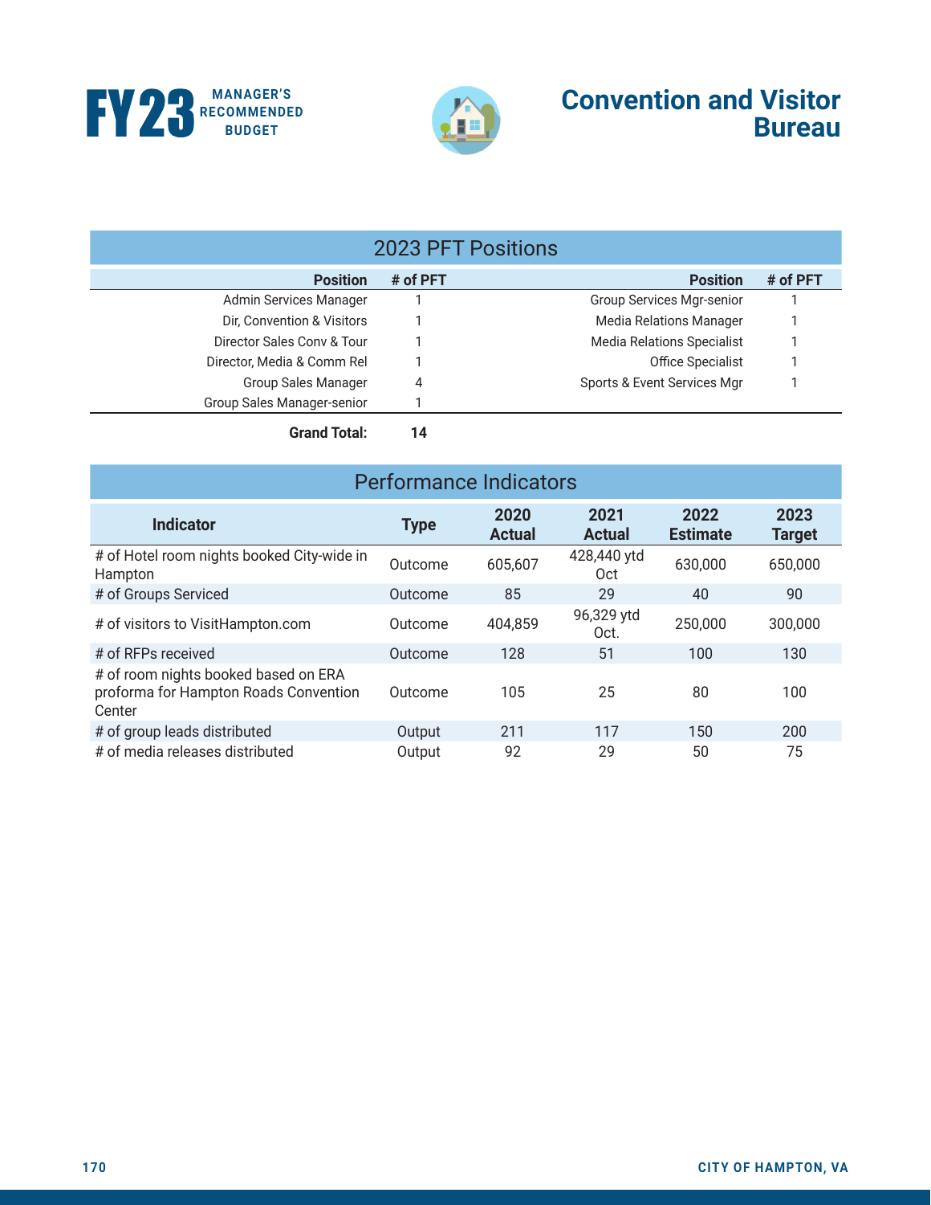# Convention and Visitor Bureau

## 2023 PFT Positions

| Position | # of PFT | Position | # of PFT |
|---|---|---|---|
| Admin Services Manager | 1 | Group Services Mgr-senior | 1 |
| Dir, Convention & Visitors | 1 | Media Relations Manager | 1 |
| Director Sales Conv & Tour | 1 | Media Relations Specialist | 1 |
| Director, Media & Comm Rel | 1 | Office Specialist | 1 |
| Group Sales Manager | 4 | Sports & Event Services Mgr | 1 |
| Group Sales Manager-senior | 1 | | |
| **Grand Total:** | **14** | | |

## Performance Indicators

| Indicator | Type | 2020 Actual | 2021 Actual | 2022 Estimate | 2023 Target |
|---|---|---|---|---|---|
| # of Hotel room nights booked City-wide in Hampton | Outcome | 605,607 | 428,440 ytd Oct | 630,000 | 650,000 |
| # of Groups Serviced | Outcome | 85 | 29 | 40 | 90 |
| # of visitors to VisitHampton.com | Outcome | 404,859 | 96,329 ytd Oct. | 250,000 | 300,000 |
| # of RFPs received | Outcome | 128 | 51 | 100 | 130 |
| # of room nights booked based on ERA proforma for Hampton Roads Convention Center | Outcome | 105 | 25 | 80 | 100 |
| # of group leads distributed | Output | 211 | 117 | 150 | 200 |
| # of media releases distributed | Output | 92 | 29 | 50 | 75 |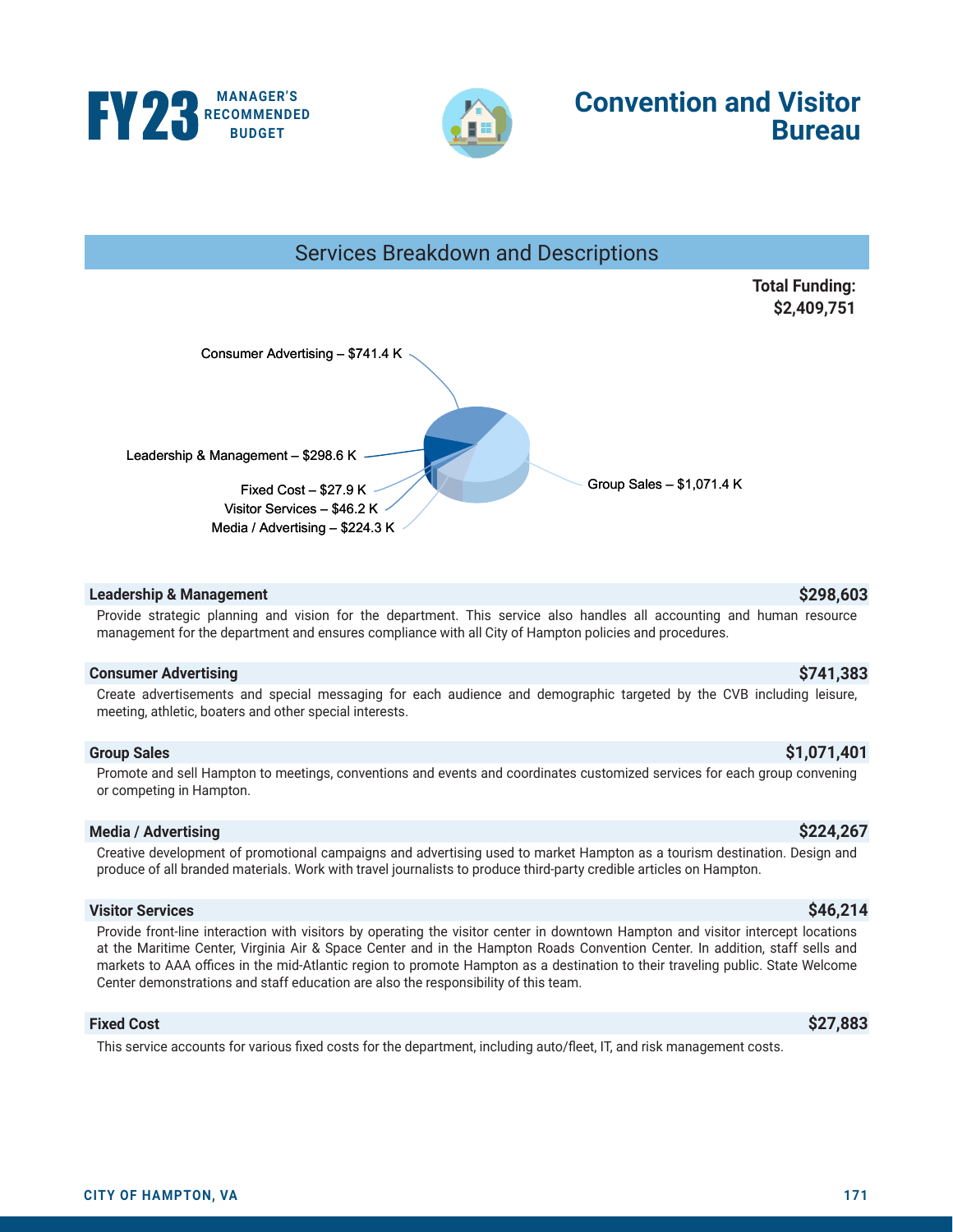# Convention and Visitor Bureau

FY23 MANAGER'S RECOMMENDED BUDGET

## Services Breakdown and Descriptions

**Total Funding: $2,409,751**

Consumer Advertising – $741.4 K
Leadership & Management – $298.6 K
Fixed Cost – $27.9 K
Visitor Services – $46.2 K
Media / Advertising – $224.3 K
Group Sales – $1,071.4 K

### Leadership & Management — $298,603

Provide strategic planning and vision for the department. This service also handles all accounting and human resource management for the department and ensures compliance with all City of Hampton policies and procedures.

### Consumer Advertising — $741,383

Create advertisements and special messaging for each audience and demographic targeted by the CVB including leisure, meeting, athletic, boaters and other special interests.

### Group Sales — $1,071,401

Promote and sell Hampton to meetings, conventions and events and coordinates customized services for each group convening or competing in Hampton.

### Media / Advertising — $224,267

Creative development of promotional campaigns and advertising used to market Hampton as a tourism destination. Design and produce of all branded materials. Work with travel journalists to produce third-party credible articles on Hampton.

### Visitor Services — $46,214

Provide front-line interaction with visitors by operating the visitor center in downtown Hampton and visitor intercept locations at the Maritime Center, Virginia Air & Space Center and in the Hampton Roads Convention Center. In addition, staff sells and markets to AAA offices in the mid-Atlantic region to promote Hampton as a destination to their traveling public. State Welcome Center demonstrations and staff education are also the responsibility of this team.

### Fixed Cost — $27,883

This service accounts for various fixed costs for the department, including auto/fleet, IT, and risk management costs.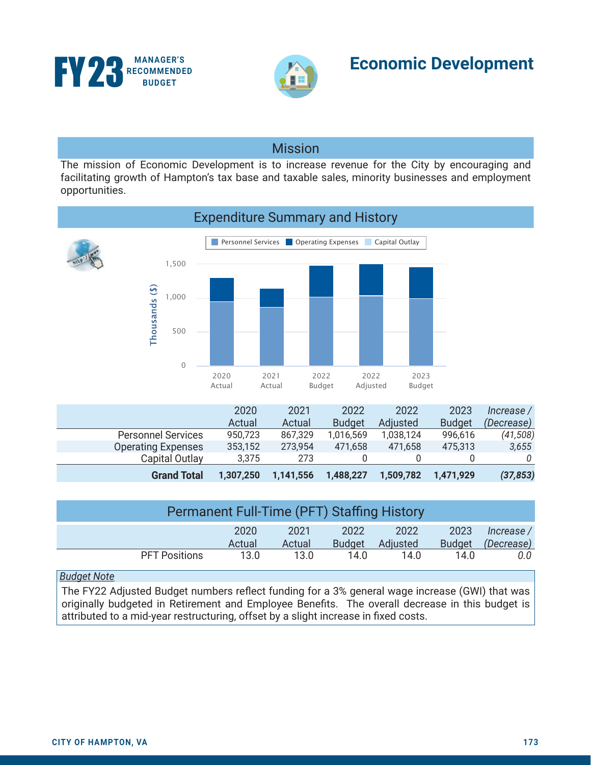# FY23 MANAGER'S RECOMMENDED BUDGET

# Economic Development

## Mission

The mission of Economic Development is to increase revenue for the City by encouraging and facilitating growth of Hampton's tax base and taxable sales, minority businesses and employment opportunities.

## Expenditure Summary and History

| | 2020 Actual | 2021 Actual | 2022 Budget | 2022 Adjusted | 2023 Budget | *Increase / (Decrease)* |
|---|---|---|---|---|---|---|
| Personnel Services | 950,723 | 867,329 | 1,016,569 | 1,038,124 | 996,616 | *(41,508)* |
| Operating Expenses | 353,152 | 273,954 | 471,658 | 471,658 | 475,313 | *3,655* |
| Capital Outlay | 3,375 | 273 | 0 | 0 | 0 | *0* |
| **Grand Total** | **1,307,250** | **1,141,556** | **1,488,227** | **1,509,782** | **1,471,929** | ***(37,853)*** |

## Permanent Full-Time (PFT) Staffing History

| | 2020 Actual | 2021 Actual | 2022 Budget | 2022 Adjusted | 2023 Budget | *Increase / (Decrease)* |
|---|---|---|---|---|---|---|
| PFT Positions | 13.0 | 13.0 | 14.0 | 14.0 | 14.0 | *0.0* |

*Budget Note*

The FY22 Adjusted Budget numbers reflect funding for a 3% general wage increase (GWI) that was originally budgeted in Retirement and Employee Benefits. The overall decrease in this budget is attributed to a mid-year restructuring, offset by a slight increase in fixed costs.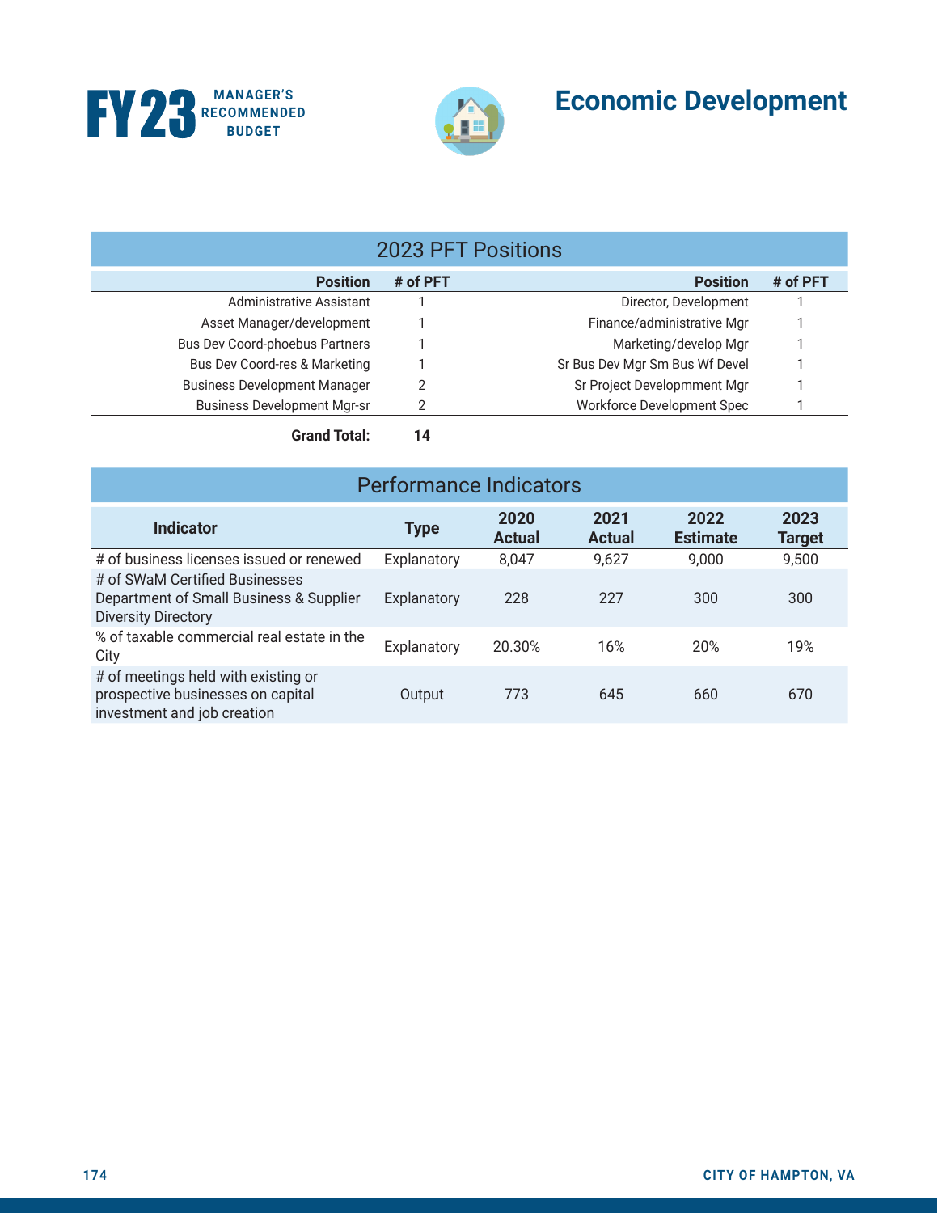# Economic Development

## 2023 PFT Positions

| Position | # of PFT | Position | # of PFT |
|---|---|---|---|
| Administrative Assistant | 1 | Director, Development | 1 |
| Asset Manager/development | 1 | Finance/administrative Mgr | 1 |
| Bus Dev Coord-phoebus Partners | 1 | Marketing/develop Mgr | 1 |
| Bus Dev Coord-res & Marketing | 1 | Sr Bus Dev Mgr Sm Bus Wf Devel | 1 |
| Business Development Manager | 2 | Sr Project Developmment Mgr | 1 |
| Business Development Mgr-sr | 2 | Workforce Development Spec | 1 |
| **Grand Total:** | **14** | | |

## Performance Indicators

| Indicator | Type | 2020 Actual | 2021 Actual | 2022 Estimate | 2023 Target |
|---|---|---|---|---|---|
| # of business licenses issued or renewed | Explanatory | 8,047 | 9,627 | 9,000 | 9,500 |
| # of SWaM Certified Businesses Department of Small Business & Supplier Diversity Directory | Explanatory | 228 | 227 | 300 | 300 |
| % of taxable commercial real estate in the City | Explanatory | 20.30% | 16% | 20% | 19% |
| # of meetings held with existing or prospective businesses on capital investment and job creation | Output | 773 | 645 | 660 | 670 |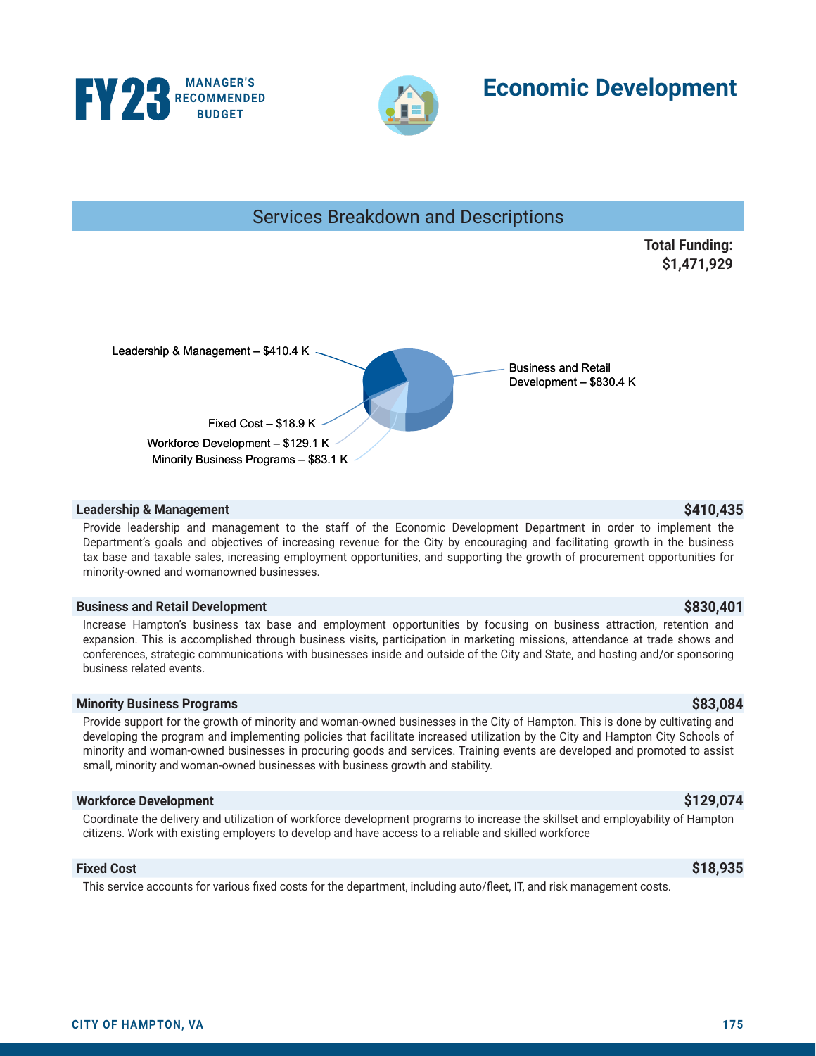# Economic Development

## Services Breakdown and Descriptions

**Total Funding: $1,471,929**

Leadership & Management – $410.4 K
Business and Retail Development – $830.4 K
Fixed Cost – $18.9 K
Workforce Development – $129.1 K
Minority Business Programs – $83.1 K

### Leadership & Management — $410,435

Provide leadership and management to the staff of the Economic Development Department in order to implement the Department's goals and objectives of increasing revenue for the City by encouraging and facilitating growth in the business tax base and taxable sales, increasing employment opportunities, and supporting the growth of procurement opportunities for minority-owned and womanowned businesses.

### Business and Retail Development — $830,401

Increase Hampton's business tax base and employment opportunities by focusing on business attraction, retention and expansion. This is accomplished through business visits, participation in marketing missions, attendance at trade shows and conferences, strategic communications with businesses inside and outside of the City and State, and hosting and/or sponsoring business related events.

### Minority Business Programs — $83,084

Provide support for the growth of minority and woman-owned businesses in the City of Hampton. This is done by cultivating and developing the program and implementing policies that facilitate increased utilization by the City and Hampton City Schools of minority and woman-owned businesses in procuring goods and services. Training events are developed and promoted to assist small, minority and woman-owned businesses with business growth and stability.

### Workforce Development — $129,074

Coordinate the delivery and utilization of workforce development programs to increase the skillset and employability of Hampton citizens. Work with existing employers to develop and have access to a reliable and skilled workforce

### Fixed Cost — $18,935

This service accounts for various fixed costs for the department, including auto/fleet, IT, and risk management costs.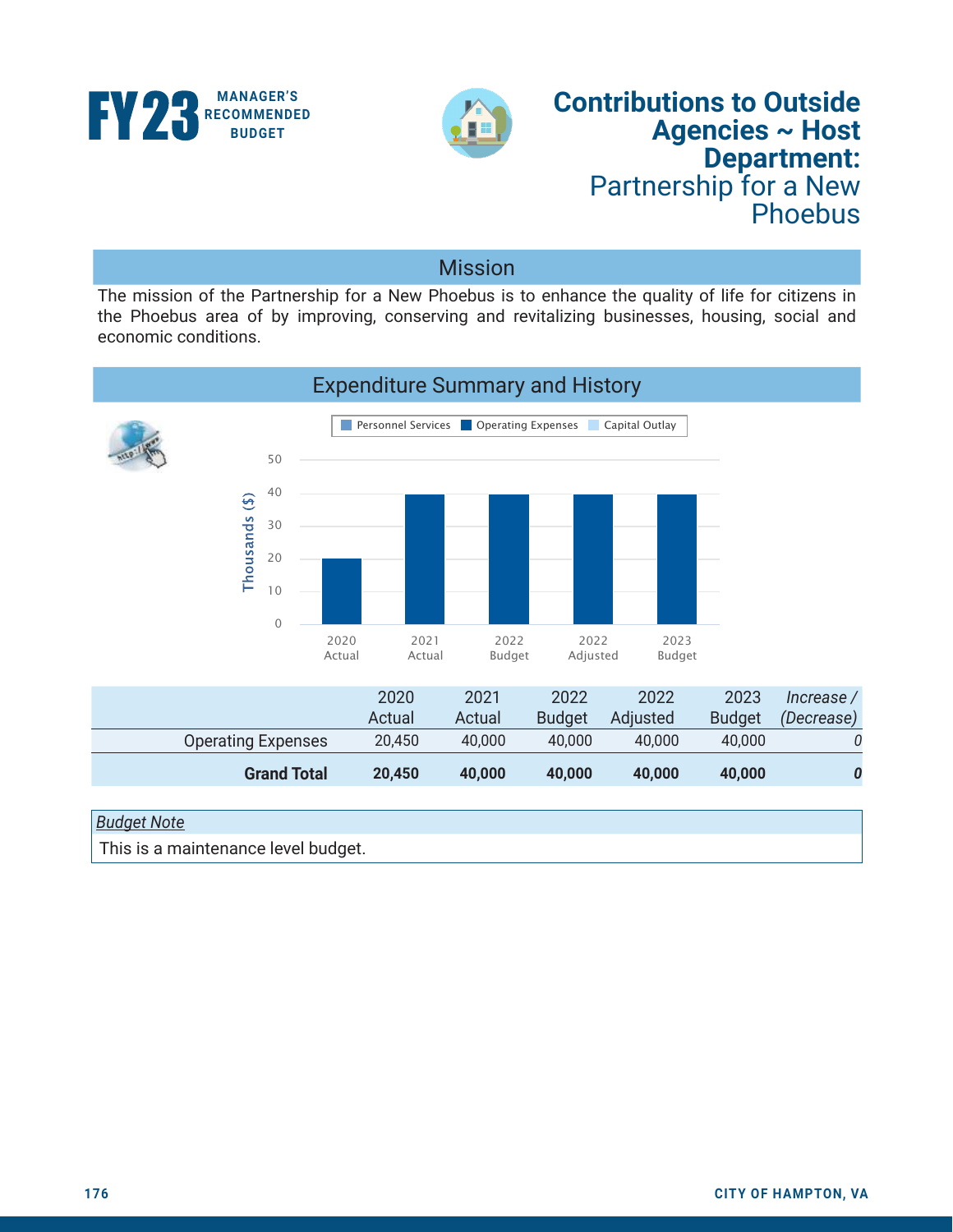# Contributions to Outside Agencies ~ Host Department: Partnership for a New Phoebus

## Mission

The mission of the Partnership for a New Phoebus is to enhance the quality of life for citizens in the Phoebus area of by improving, conserving and revitalizing businesses, housing, social and economic conditions.

## Expenditure Summary and History

| | 2020 Actual | 2021 Actual | 2022 Budget | 2022 Adjusted | 2023 Budget | *Increase / (Decrease)* |
|---|---|---|---|---|---|---|
| Operating Expenses | 20,450 | 40,000 | 40,000 | 40,000 | 40,000 | *0* |
| **Grand Total** | **20,450** | **40,000** | **40,000** | **40,000** | **40,000** | ***0*** |

*Budget Note*

This is a maintenance level budget.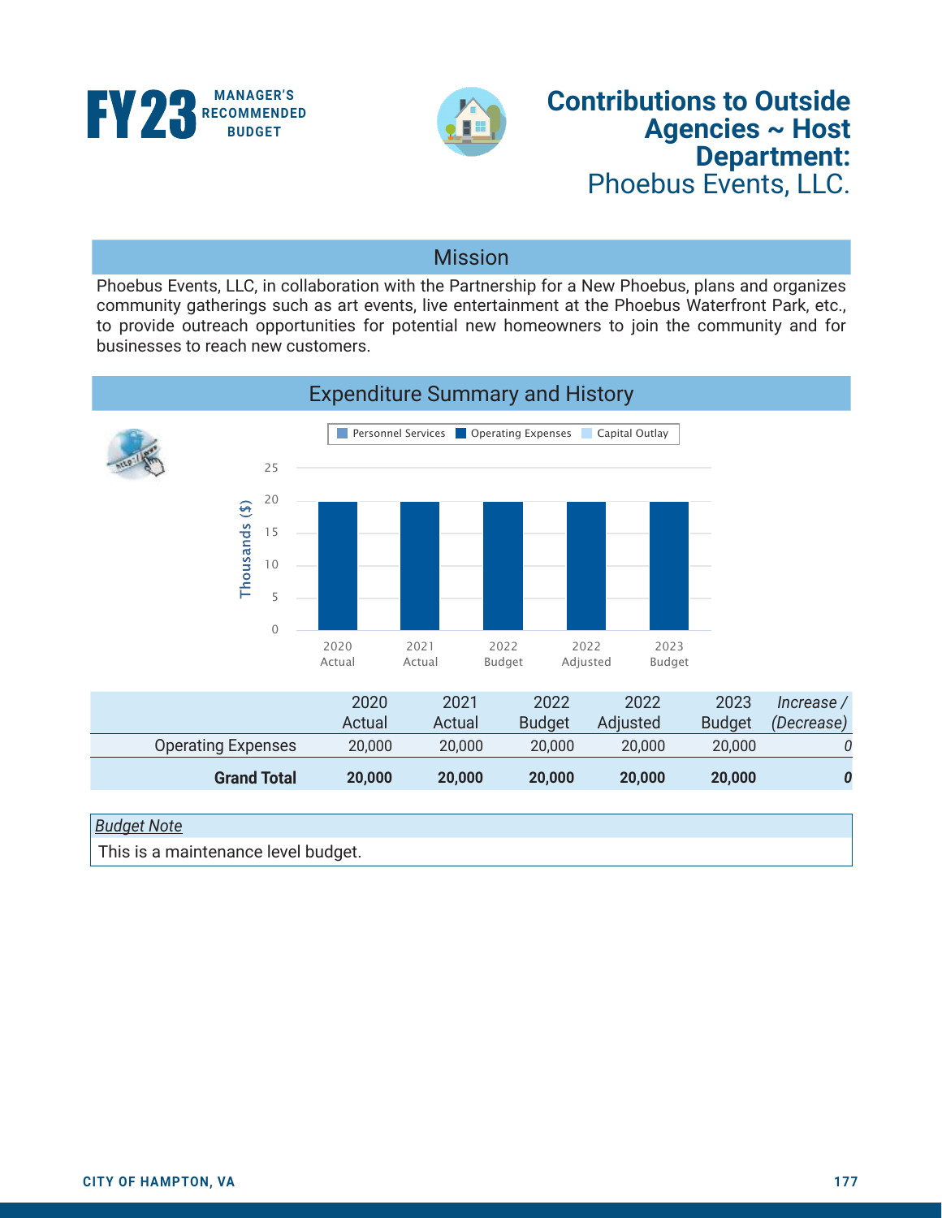# Contributions to Outside Agencies ~ Host Department: Phoebus Events, LLC.

## Mission

Phoebus Events, LLC, in collaboration with the Partnership for a New Phoebus, plans and organizes community gatherings such as art events, live entertainment at the Phoebus Waterfront Park, etc., to provide outreach opportunities for potential new homeowners to join the community and for businesses to reach new customers.

## Expenditure Summary and History

| | 2020 Actual | 2021 Actual | 2022 Budget | 2022 Adjusted | 2023 Budget | *Increase / (Decrease)* |
|---|---|---|---|---|---|---|
| Operating Expenses | 20,000 | 20,000 | 20,000 | 20,000 | 20,000 | *0* |
| **Grand Total** | **20,000** | **20,000** | **20,000** | **20,000** | **20,000** | ***0*** |

*Budget Note*

This is a maintenance level budget.